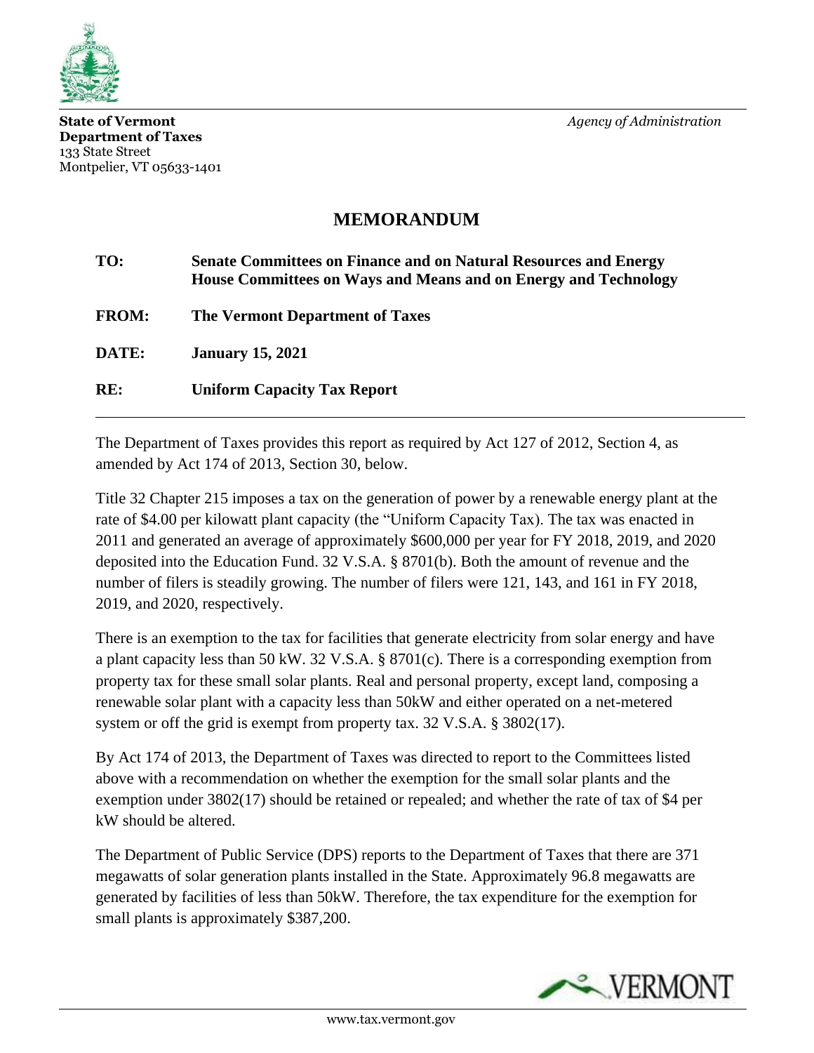**State of Vermont**
**Department of Taxes**
133 State Street
Montpelier, VT 05633-1401

*Agency of Administration*

# MEMORANDUM

**TO:** **Senate Committees on Finance and on Natural Resources and Energy House Committees on Ways and Means and on Energy and Technology**

**FROM:** **The Vermont Department of Taxes**

**DATE:** **January 15, 2021**

**RE:** **Uniform Capacity Tax Report**

The Department of Taxes provides this report as required by Act 127 of 2012, Section 4, as amended by Act 174 of 2013, Section 30, below.

Title 32 Chapter 215 imposes a tax on the generation of power by a renewable energy plant at the rate of $4.00 per kilowatt plant capacity (the "Uniform Capacity Tax). The tax was enacted in 2011 and generated an average of approximately $600,000 per year for FY 2018, 2019, and 2020 deposited into the Education Fund. 32 V.S.A. § 8701(b). Both the amount of revenue and the number of filers is steadily growing. The number of filers were 121, 143, and 161 in FY 2018, 2019, and 2020, respectively.

There is an exemption to the tax for facilities that generate electricity from solar energy and have a plant capacity less than 50 kW. 32 V.S.A. § 8701(c). There is a corresponding exemption from property tax for these small solar plants. Real and personal property, except land, composing a renewable solar plant with a capacity less than 50kW and either operated on a net-metered system or off the grid is exempt from property tax. 32 V.S.A. § 3802(17).

By Act 174 of 2013, the Department of Taxes was directed to report to the Committees listed above with a recommendation on whether the exemption for the small solar plants and the exemption under 3802(17) should be retained or repealed; and whether the rate of tax of $4 per kW should be altered.

The Department of Public Service (DPS) reports to the Department of Taxes that there are 371 megawatts of solar generation plants installed in the State. Approximately 96.8 megawatts are generated by facilities of less than 50kW. Therefore, the tax expenditure for the exemption for small plants is approximately $387,200.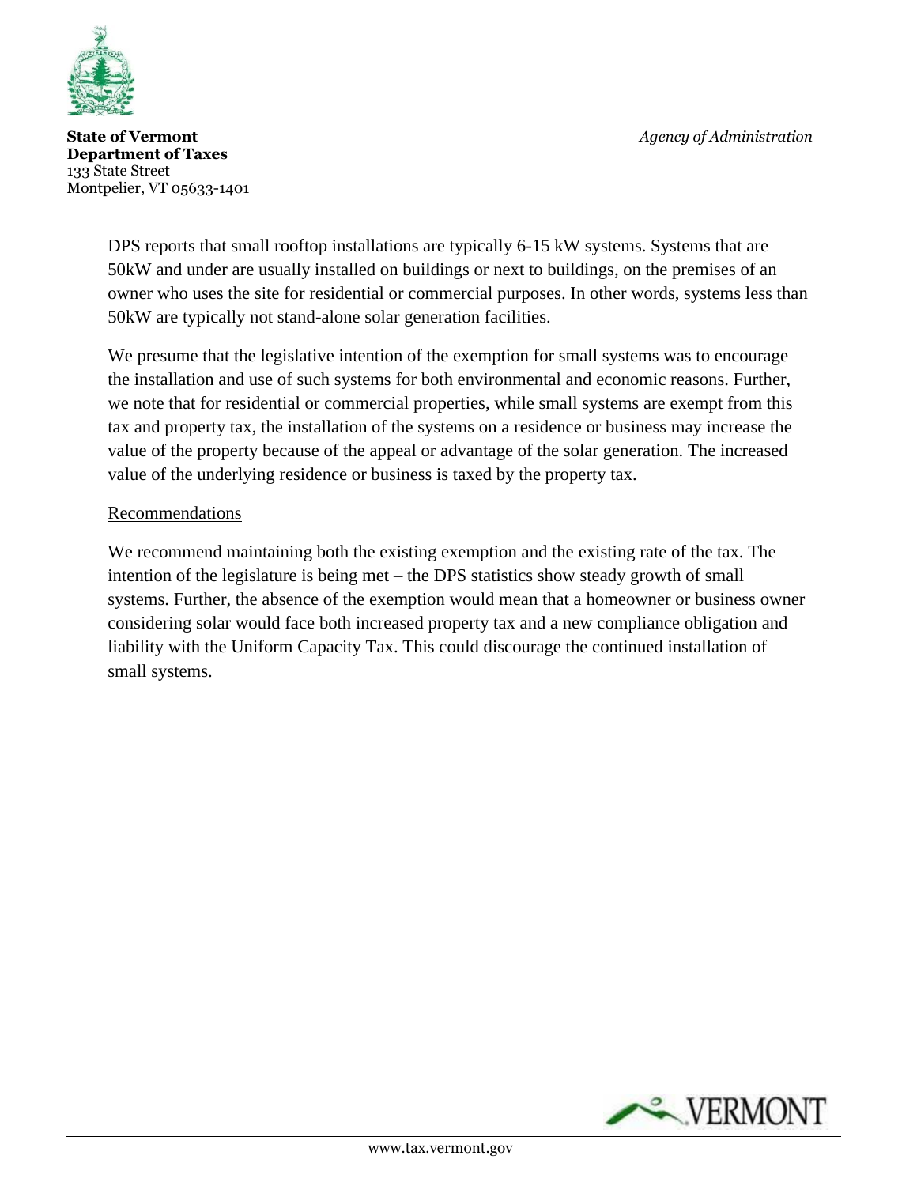DPS reports that small rooftop installations are typically 6-15 kW systems. Systems that are 50kW and under are usually installed on buildings or next to buildings, on the premises of an owner who uses the site for residential or commercial purposes. In other words, systems less than 50kW are typically not stand-alone solar generation facilities.

We presume that the legislative intention of the exemption for small systems was to encourage the installation and use of such systems for both environmental and economic reasons. Further, we note that for residential or commercial properties, while small systems are exempt from this tax and property tax, the installation of the systems on a residence or business may increase the value of the property because of the appeal or advantage of the solar generation. The increased value of the underlying residence or business is taxed by the property tax.

Recommendations

We recommend maintaining both the existing exemption and the existing rate of the tax. The intention of the legislature is being met – the DPS statistics show steady growth of small systems. Further, the absence of the exemption would mean that a homeowner or business owner considering solar would face both increased property tax and a new compliance obligation and liability with the Uniform Capacity Tax. This could discourage the continued installation of small systems.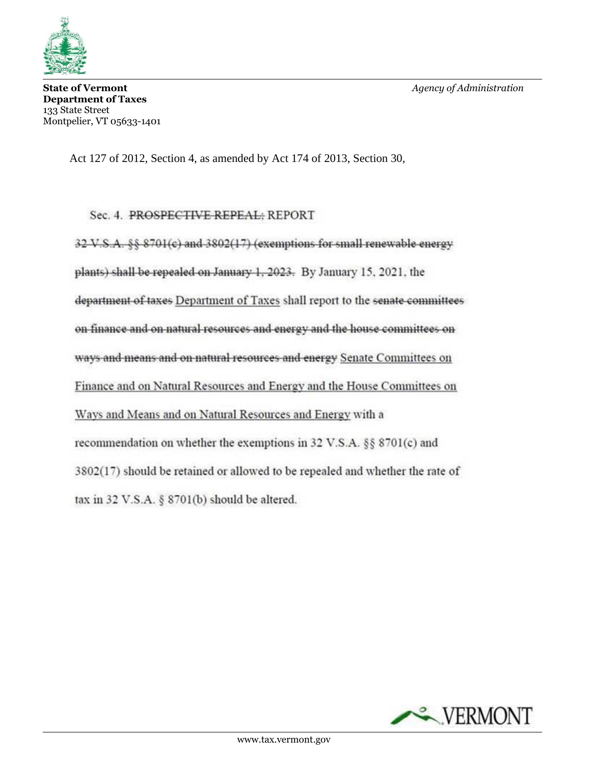**State of Vermont**
**Department of Taxes**
133 State Street
Montpelier, VT 05633-1401

*Agency of Administration*

Act 127 of 2012, Section 4, as amended by Act 174 of 2013, Section 30,

Sec. 4. ~~PROSPECTIVE REPEAL;~~ REPORT

~~32 V.S.A. §§ 8701(c) and 3802(17) (exemptions for small renewable energy plants) shall be repealed on January 1, 2023.~~ By January 15, 2021, the ~~department of taxes~~ <u>Department of Taxes</u> shall report to the ~~senate committees on finance and on natural resources and energy and the house committees on ways and means and on natural resources and energy~~ <u>Senate Committees on Finance and on Natural Resources and Energy and the House Committees on Ways and Means and on Natural Resources and Energy</u> with a recommendation on whether the exemptions in 32 V.S.A. §§ 8701(c) and 3802(17) should be retained or allowed to be repealed and whether the rate of tax in 32 V.S.A. § 8701(b) should be altered.